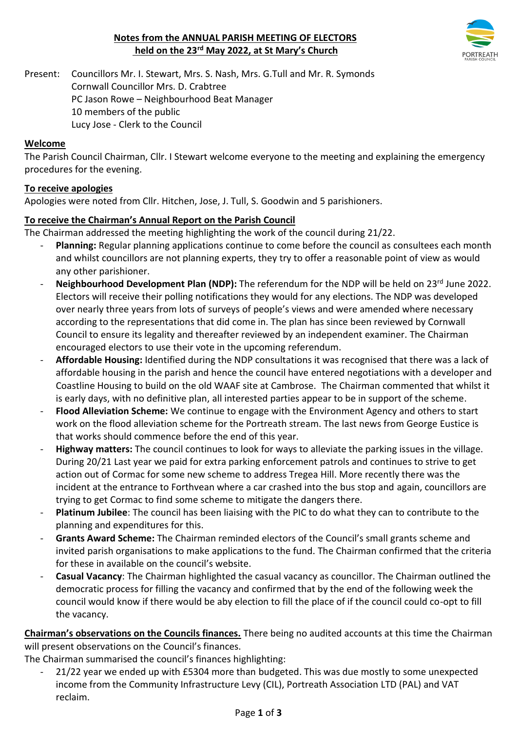# Notes from the ANNUAL PARISH MEETING OF ELECTORS held on the 23rd May 2022, at St Mary's Church

Present: Councillors Mr. I. Stewart, Mrs. S. Nash, Mrs. G.Tull and Mr. R. Symonds
Cornwall Councillor Mrs. D. Crabtree
PC Jason Rowe – Neighbourhood Beat Manager
10 members of the public
Lucy Jose - Clerk to the Council

## Welcome

The Parish Council Chairman, Cllr. I Stewart welcome everyone to the meeting and explaining the emergency procedures for the evening.

## To receive apologies

Apologies were noted from Cllr. Hitchen, Jose, J. Tull, S. Goodwin and 5 parishioners.

## To receive the Chairman's Annual Report on the Parish Council

The Chairman addressed the meeting highlighting the work of the council during 21/22.

- **Planning:** Regular planning applications continue to come before the council as consultees each month and whilst councillors are not planning experts, they try to offer a reasonable point of view as would any other parishioner.
- **Neighbourhood Development Plan (NDP):** The referendum for the NDP will be held on 23rd June 2022. Electors will receive their polling notifications they would for any elections. The NDP was developed over nearly three years from lots of surveys of people's views and were amended where necessary according to the representations that did come in. The plan has since been reviewed by Cornwall Council to ensure its legality and thereafter reviewed by an independent examiner. The Chairman encouraged electors to use their vote in the upcoming referendum.
- **Affordable Housing:** Identified during the NDP consultations it was recognised that there was a lack of affordable housing in the parish and hence the council have entered negotiations with a developer and Coastline Housing to build on the old WAAF site at Cambrose. The Chairman commented that whilst it is early days, with no definitive plan, all interested parties appear to be in support of the scheme.
- **Flood Alleviation Scheme:** We continue to engage with the Environment Agency and others to start work on the flood alleviation scheme for the Portreath stream. The last news from George Eustice is that works should commence before the end of this year.
- **Highway matters:** The council continues to look for ways to alleviate the parking issues in the village. During 20/21 Last year we paid for extra parking enforcement patrols and continues to strive to get action out of Cormac for some new scheme to address Tregea Hill. More recently there was the incident at the entrance to Forthvean where a car crashed into the bus stop and again, councillors are trying to get Cormac to find some scheme to mitigate the dangers there.
- **Platinum Jubilee**: The council has been liaising with the PIC to do what they can to contribute to the planning and expenditures for this.
- **Grants Award Scheme:** The Chairman reminded electors of the Council's small grants scheme and invited parish organisations to make applications to the fund. The Chairman confirmed that the criteria for these in available on the council's website.
- **Casual Vacancy**: The Chairman highlighted the casual vacancy as councillor. The Chairman outlined the democratic process for filling the vacancy and confirmed that by the end of the following week the council would know if there would be aby election to fill the place of if the council could co-opt to fill the vacancy.

**Chairman's observations on the Councils finances.** There being no audited accounts at this time the Chairman will present observations on the Council's finances.

The Chairman summarised the council's finances highlighting:

- 21/22 year we ended up with £5304 more than budgeted. This was due mostly to some unexpected income from the Community Infrastructure Levy (CIL), Portreath Association LTD (PAL) and VAT reclaim.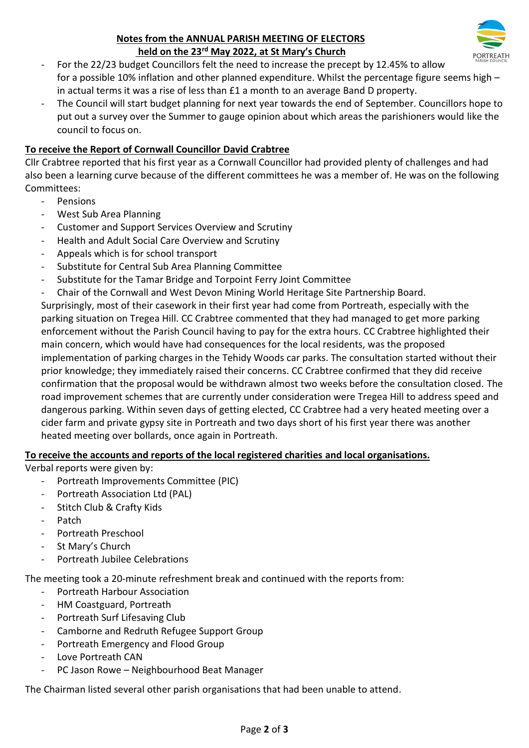**Notes from the ANNUAL PARISH MEETING OF ELECTORS held on the 23rd May 2022, at St Mary's Church**

- For the 22/23 budget Councillors felt the need to increase the precept by 12.45% to allow for a possible 10% inflation and other planned expenditure. Whilst the percentage figure seems high – in actual terms it was a rise of less than £1 a month to an average Band D property.
- The Council will start budget planning for next year towards the end of September. Councillors hope to put out a survey over the Summer to gauge opinion about which areas the parishioners would like the council to focus on.

**To receive the Report of Cornwall Councillor David Crabtree**

Cllr Crabtree reported that his first year as a Cornwall Councillor had provided plenty of challenges and had also been a learning curve because of the different committees he was a member of. He was on the following Committees:

- Pensions
- West Sub Area Planning
- Customer and Support Services Overview and Scrutiny
- Health and Adult Social Care Overview and Scrutiny
- Appeals which is for school transport
- Substitute for Central Sub Area Planning Committee
- Substitute for the Tamar Bridge and Torpoint Ferry Joint Committee
- Chair of the Cornwall and West Devon Mining World Heritage Site Partnership Board.

Surprisingly, most of their casework in their first year had come from Portreath, especially with the parking situation on Tregea Hill. CC Crabtree commented that they had managed to get more parking enforcement without the Parish Council having to pay for the extra hours. CC Crabtree highlighted their main concern, which would have had consequences for the local residents, was the proposed implementation of parking charges in the Tehidy Woods car parks. The consultation started without their prior knowledge; they immediately raised their concerns. CC Crabtree confirmed that they did receive confirmation that the proposal would be withdrawn almost two weeks before the consultation closed. The road improvement schemes that are currently under consideration were Tregea Hill to address speed and dangerous parking. Within seven days of getting elected, CC Crabtree had a very heated meeting over a cider farm and private gypsy site in Portreath and two days short of his first year there was another heated meeting over bollards, once again in Portreath.

**To receive the accounts and reports of the local registered charities and local organisations.**

Verbal reports were given by:

- Portreath Improvements Committee (PIC)
- Portreath Association Ltd (PAL)
- Stitch Club & Crafty Kids
- Patch
- Portreath Preschool
- St Mary's Church
- Portreath Jubilee Celebrations

The meeting took a 20-minute refreshment break and continued with the reports from:

- Portreath Harbour Association
- HM Coastguard, Portreath
- Portreath Surf Lifesaving Club
- Camborne and Redruth Refugee Support Group
- Portreath Emergency and Flood Group
- Love Portreath CAN
- PC Jason Rowe – Neighbourhood Beat Manager

The Chairman listed several other parish organisations that had been unable to attend.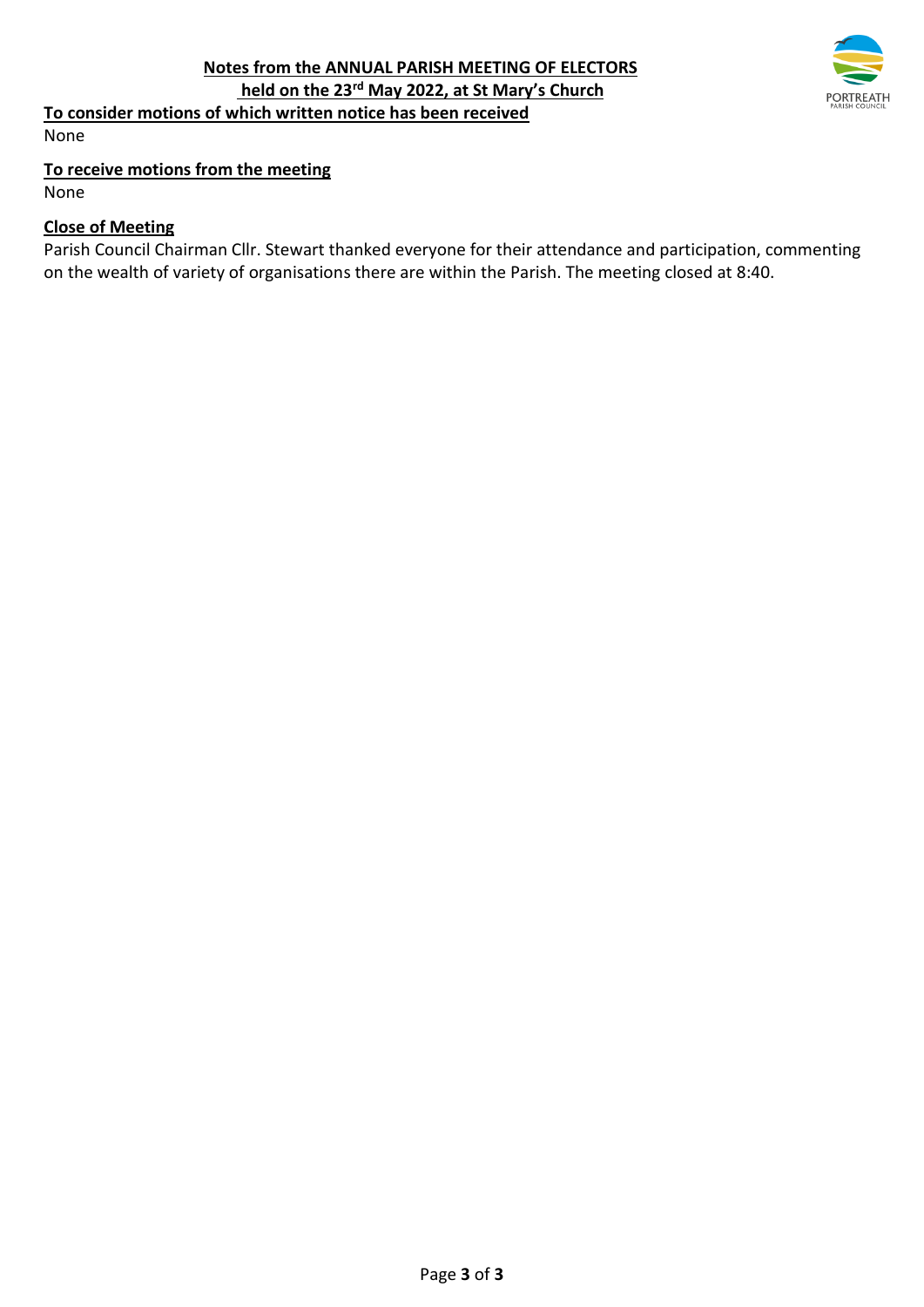**Notes from the ANNUAL PARISH MEETING OF ELECTORS**
**held on the 23rd May 2022, at St Mary's Church**

## To consider motions of which written notice has been received

None

## To receive motions from the meeting

None

## Close of Meeting

Parish Council Chairman Cllr. Stewart thanked everyone for their attendance and participation, commenting on the wealth of variety of organisations there are within the Parish. The meeting closed at 8:40.